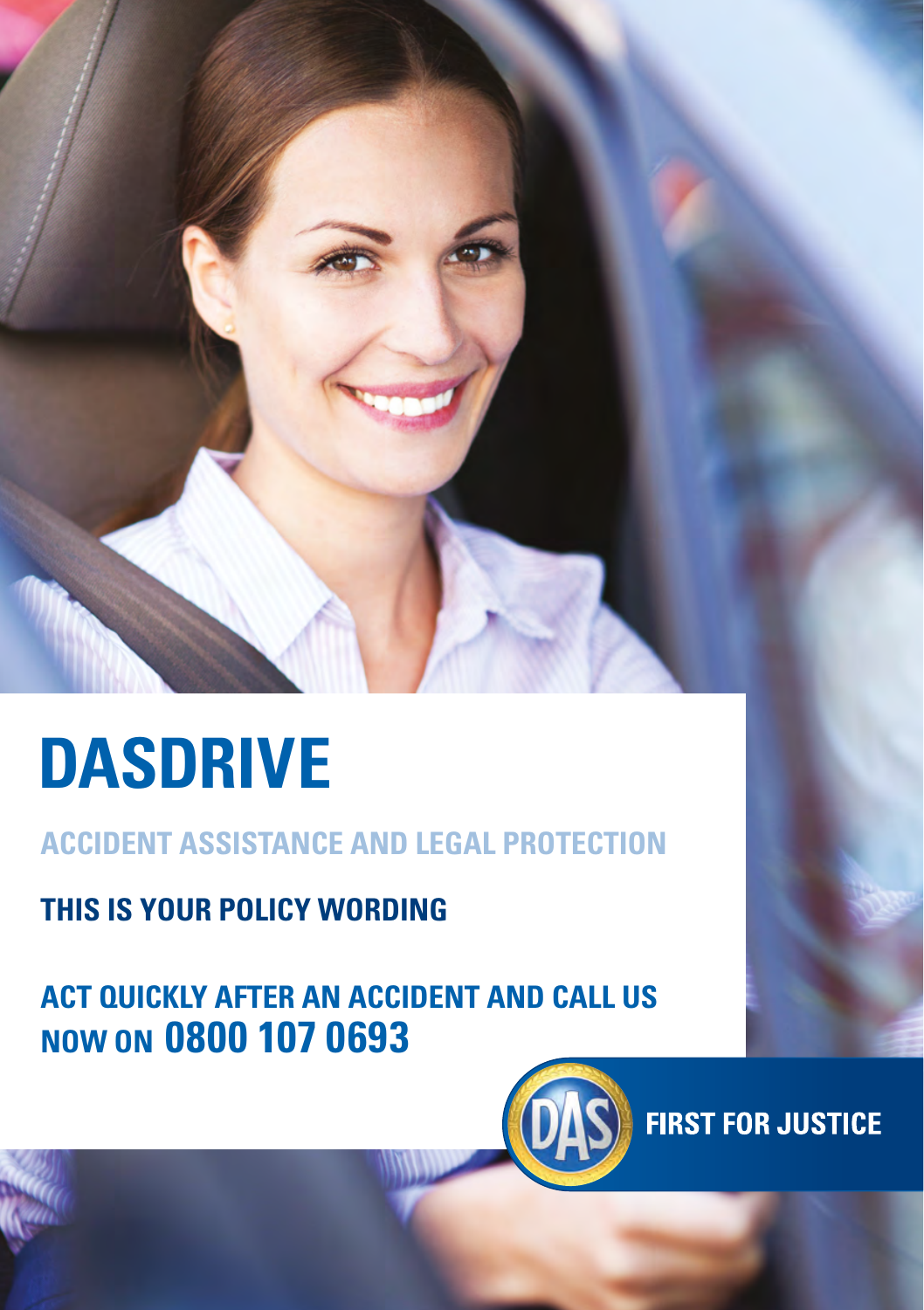# DASDRIVE

## ACCIDENT ASSISTANCE AND LEGAL PROTECTION

**THIS IS YOUR POLICY WORDING**

**ACT QUICKLY AFTER AN ACCIDENT AND CALL US NOW ON 0800 107 0693**

DAS

**FIRST FOR JUSTICE**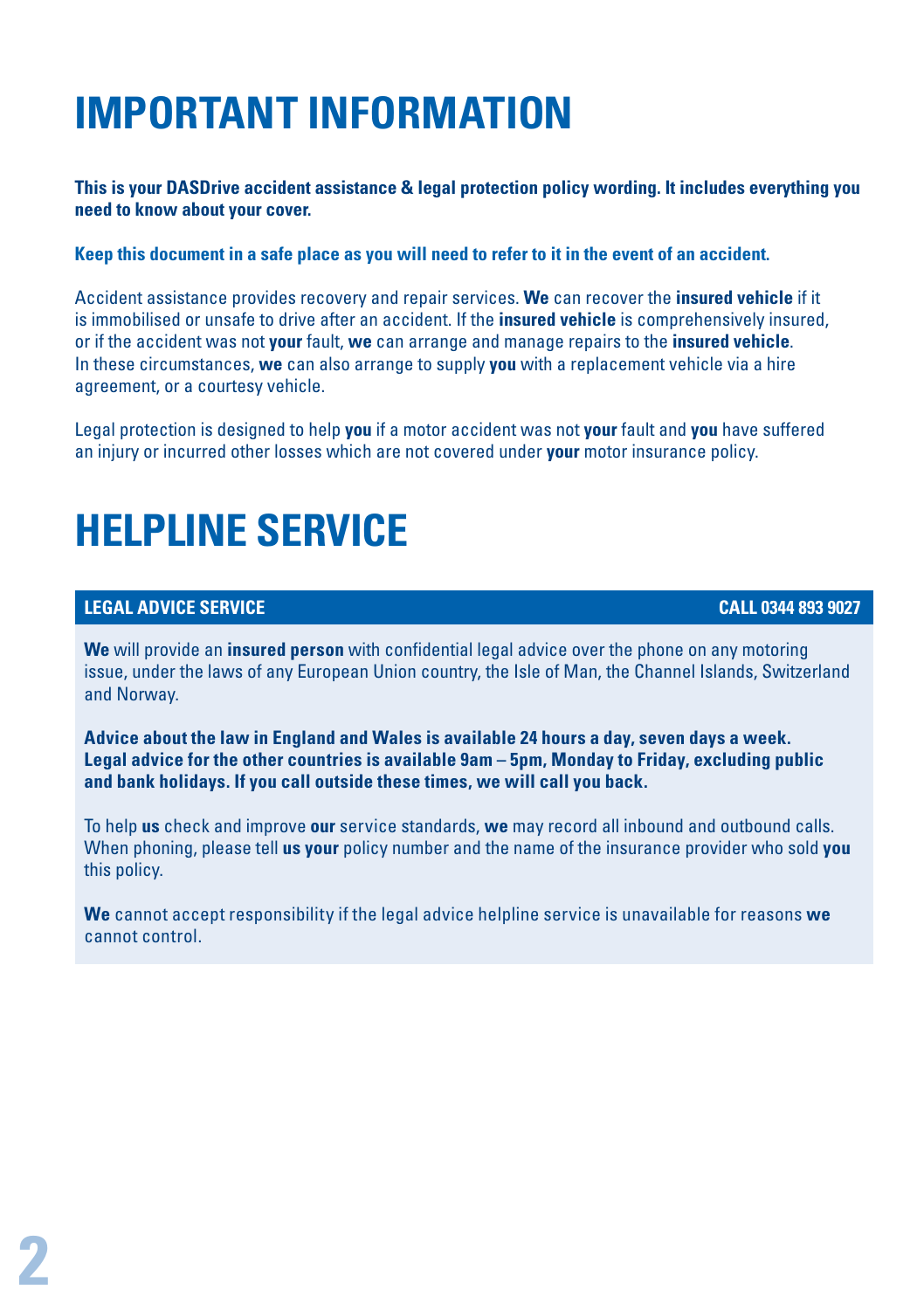# IMPORTANT INFORMATION

**This is your DASDrive accident assistance & legal protection policy wording. It includes everything you need to know about your cover.**

**Keep this document in a safe place as you will need to refer to it in the event of an accident.**

Accident assistance provides recovery and repair services. **We** can recover the **insured vehicle** if it is immobilised or unsafe to drive after an accident. If the **insured vehicle** is comprehensively insured, or if the accident was not **your** fault, **we** can arrange and manage repairs to the **insured vehicle**. In these circumstances, **we** can also arrange to supply **you** with a replacement vehicle via a hire agreement, or a courtesy vehicle.

Legal protection is designed to help **you** if a motor accident was not **your** fault and **you** have suffered an injury or incurred other losses which are not covered under **your** motor insurance policy.

# HELPLINE SERVICE

## LEGAL ADVICE SERVICE — CALL 0344 893 9027

**We** will provide an **insured person** with confidential legal advice over the phone on any motoring issue, under the laws of any European Union country, the Isle of Man, the Channel Islands, Switzerland and Norway.

**Advice about the law in England and Wales is available 24 hours a day, seven days a week. Legal advice for the other countries is available 9am – 5pm, Monday to Friday, excluding public and bank holidays. If you call outside these times, we will call you back.**

To help **us** check and improve **our** service standards, **we** may record all inbound and outbound calls. When phoning, please tell **us your** policy number and the name of the insurance provider who sold **you** this policy.

**We** cannot accept responsibility if the legal advice helpline service is unavailable for reasons **we** cannot control.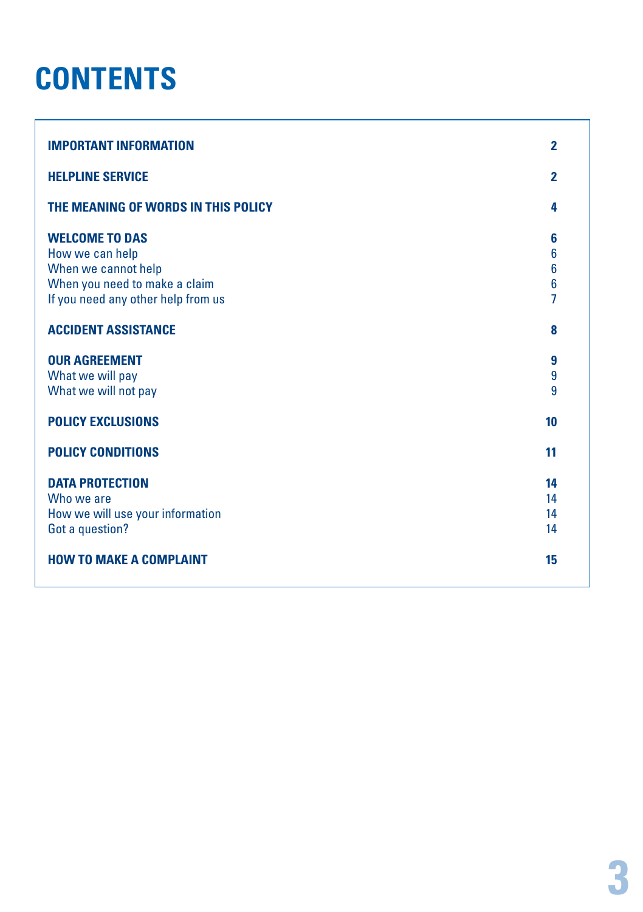# CONTENTS

| | |
|---|---|
| **IMPORTANT INFORMATION** | **2** |
| **HELPLINE SERVICE** | **2** |
| **THE MEANING OF WORDS IN THIS POLICY** | **4** |
| **WELCOME TO DAS** | **6** |
| How we can help | 6 |
| When we cannot help | 6 |
| When you need to make a claim | 6 |
| If you need any other help from us | 7 |
| **ACCIDENT ASSISTANCE** | **8** |
| **OUR AGREEMENT** | **9** |
| What we will pay | 9 |
| What we will not pay | 9 |
| **POLICY EXCLUSIONS** | **10** |
| **POLICY CONDITIONS** | **11** |
| **DATA PROTECTION** | **14** |
| Who we are | 14 |
| How we will use your information | 14 |
| Got a question? | 14 |
| **HOW TO MAKE A COMPLAINT** | **15** |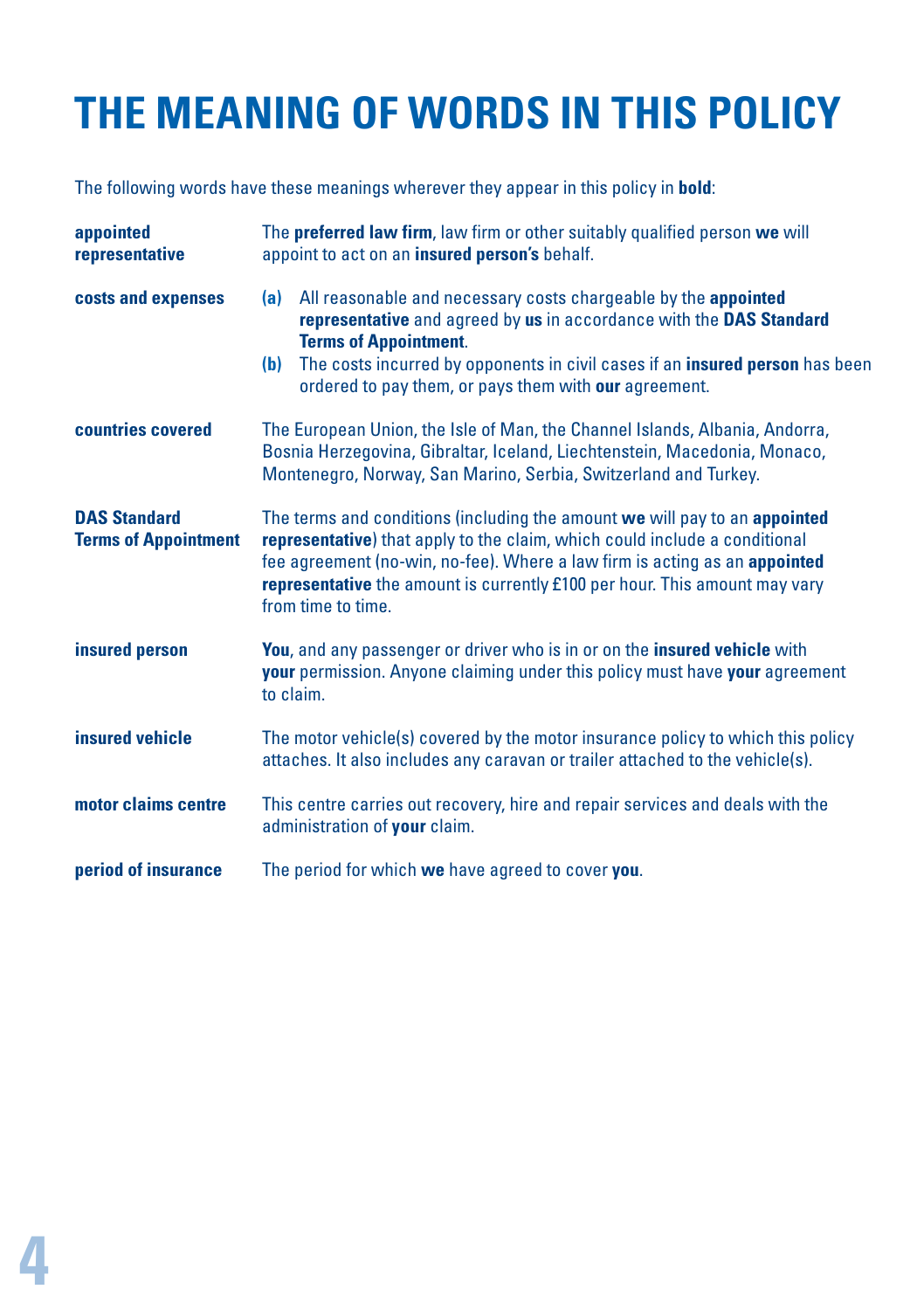# THE MEANING OF WORDS IN THIS POLICY

The following words have these meanings wherever they appear in this policy in **bold**:

**appointed representative**
The **preferred law firm**, law firm or other suitably qualified person **we** will appoint to act on an **insured person's** behalf.

**costs and expenses**
(a) All reasonable and necessary costs chargeable by the **appointed representative** and agreed by **us** in accordance with the **DAS Standard Terms of Appointment**.
(b) The costs incurred by opponents in civil cases if an **insured person** has been ordered to pay them, or pays them with **our** agreement.

**countries covered**
The European Union, the Isle of Man, the Channel Islands, Albania, Andorra, Bosnia Herzegovina, Gibraltar, Iceland, Liechtenstein, Macedonia, Monaco, Montenegro, Norway, San Marino, Serbia, Switzerland and Turkey.

**DAS Standard Terms of Appointment**
The terms and conditions (including the amount **we** will pay to an **appointed representative**) that apply to the claim, which could include a conditional fee agreement (no-win, no-fee). Where a law firm is acting as an **appointed representative** the amount is currently £100 per hour. This amount may vary from time to time.

**insured person**
**You**, and any passenger or driver who is in or on the **insured vehicle** with **your** permission. Anyone claiming under this policy must have **your** agreement to claim.

**insured vehicle**
The motor vehicle(s) covered by the motor insurance policy to which this policy attaches. It also includes any caravan or trailer attached to the vehicle(s).

**motor claims centre**
This centre carries out recovery, hire and repair services and deals with the administration of **your** claim.

**period of insurance**
The period for which **we** have agreed to cover **you**.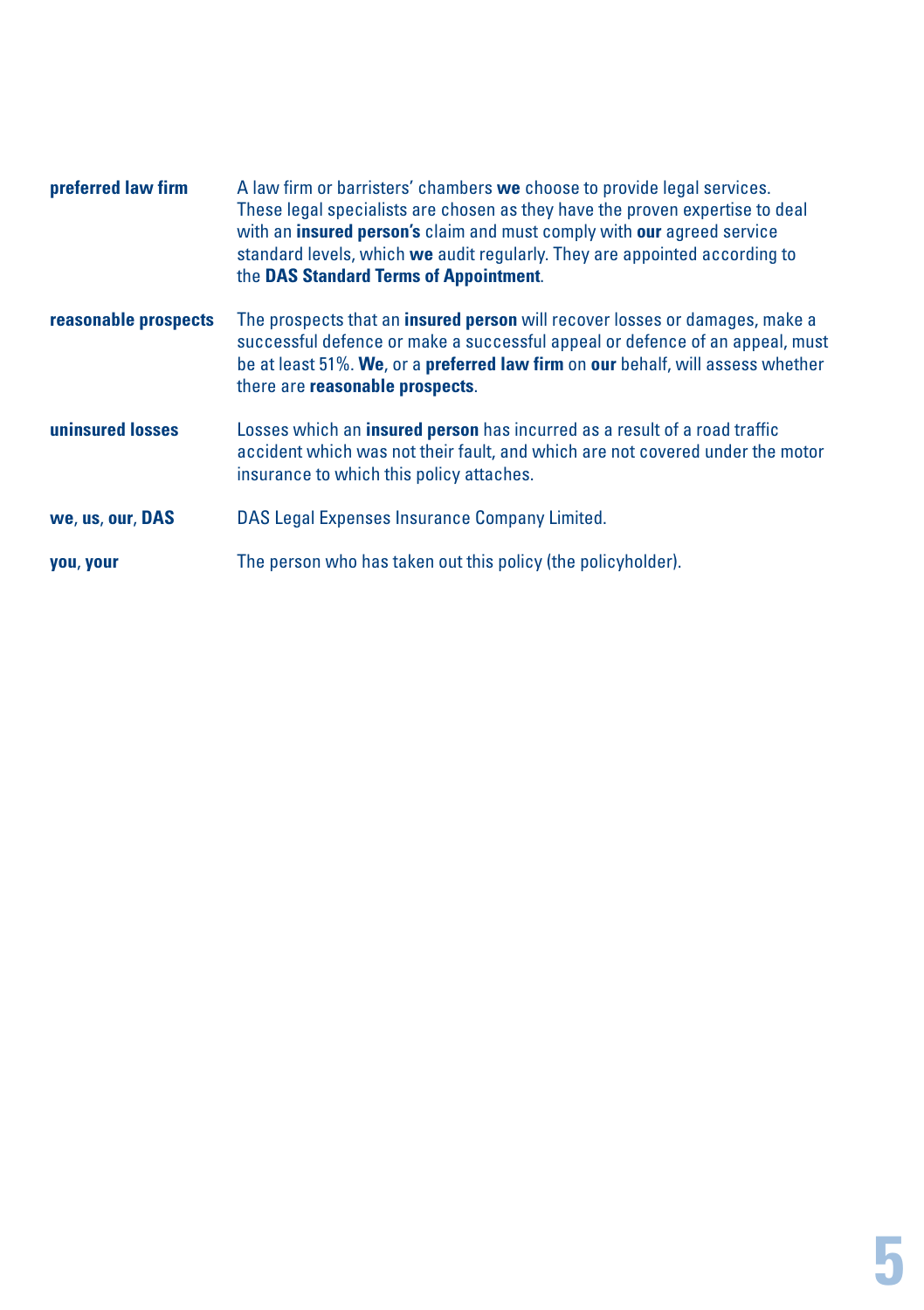**preferred law firm** A law firm or barristers' chambers **we** choose to provide legal services. These legal specialists are chosen as they have the proven expertise to deal with an **insured person's** claim and must comply with **our** agreed service standard levels, which **we** audit regularly. They are appointed according to the **DAS Standard Terms of Appointment**.

**reasonable prospects** The prospects that an **insured person** will recover losses or damages, make a successful defence or make a successful appeal or defence of an appeal, must be at least 51%. **We**, or a **preferred law firm** on **our** behalf, will assess whether there are **reasonable prospects**.

**uninsured losses** Losses which an **insured person** has incurred as a result of a road traffic accident which was not their fault, and which are not covered under the motor insurance to which this policy attaches.

**we**, **us**, **our**, **DAS** DAS Legal Expenses Insurance Company Limited.

**you**, **your** The person who has taken out this policy (the policyholder).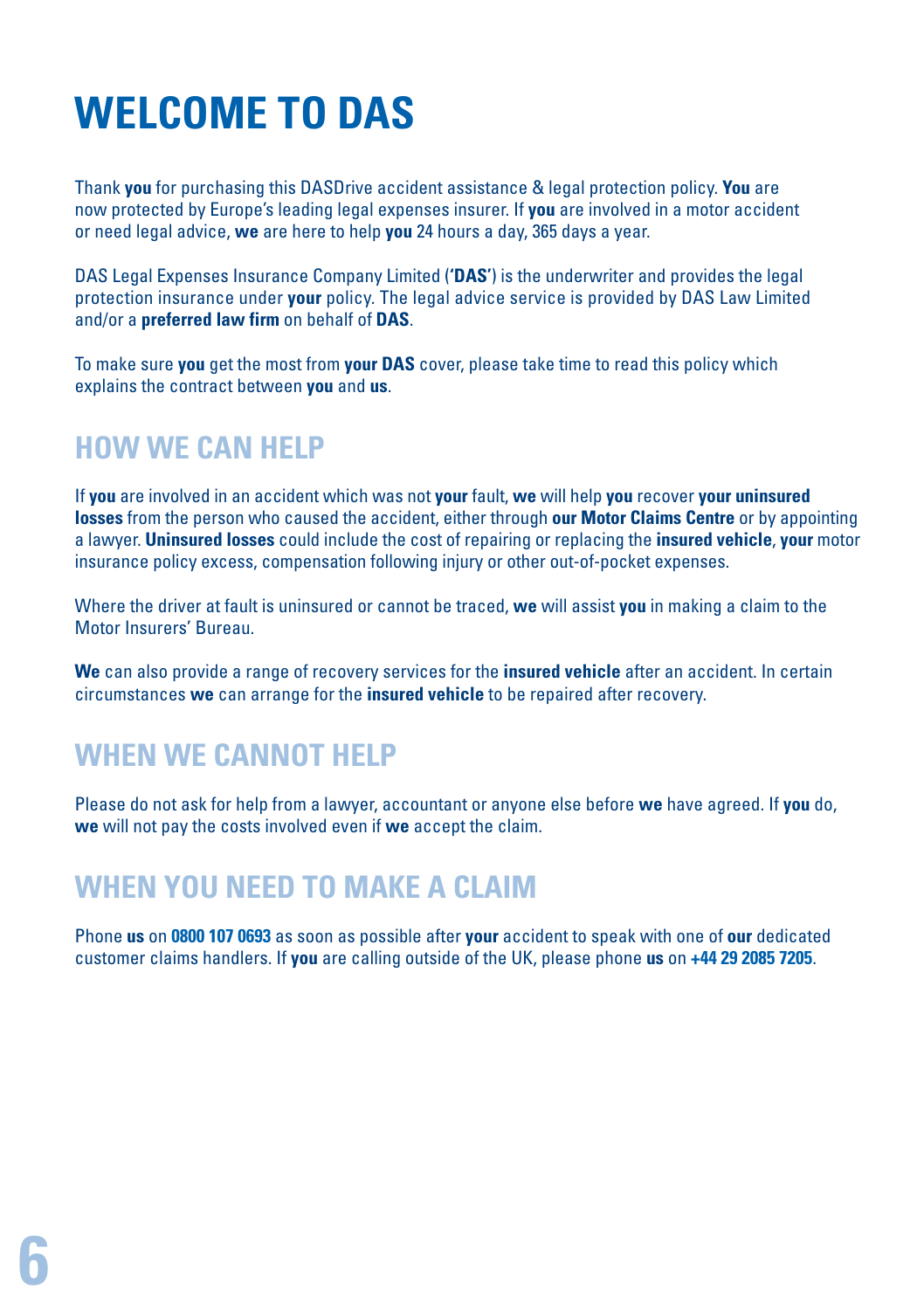# WELCOME TO DAS

Thank **you** for purchasing this DASDrive accident assistance & legal protection policy. **You** are now protected by Europe's leading legal expenses insurer. If **you** are involved in a motor accident or need legal advice, **we** are here to help **you** 24 hours a day, 365 days a year.

DAS Legal Expenses Insurance Company Limited (**'DAS'**) is the underwriter and provides the legal protection insurance under **your** policy. The legal advice service is provided by DAS Law Limited and/or a **preferred law firm** on behalf of **DAS**.

To make sure **you** get the most from **your DAS** cover, please take time to read this policy which explains the contract between **you** and **us**.

## HOW WE CAN HELP

If **you** are involved in an accident which was not **your** fault, **we** will help **you** recover **your uninsured losses** from the person who caused the accident, either through **our Motor Claims Centre** or by appointing a lawyer. **Uninsured losses** could include the cost of repairing or replacing the **insured vehicle**, **your** motor insurance policy excess, compensation following injury or other out-of-pocket expenses.

Where the driver at fault is uninsured or cannot be traced, **we** will assist **you** in making a claim to the Motor Insurers' Bureau.

**We** can also provide a range of recovery services for the **insured vehicle** after an accident. In certain circumstances **we** can arrange for the **insured vehicle** to be repaired after recovery.

## WHEN WE CANNOT HELP

Please do not ask for help from a lawyer, accountant or anyone else before **we** have agreed. If **you** do, **we** will not pay the costs involved even if **we** accept the claim.

## WHEN YOU NEED TO MAKE A CLAIM

Phone **us** on **0800 107 0693** as soon as possible after **your** accident to speak with one of **our** dedicated customer claims handlers. If **you** are calling outside of the UK, please phone **us** on **+44 29 2085 7205**.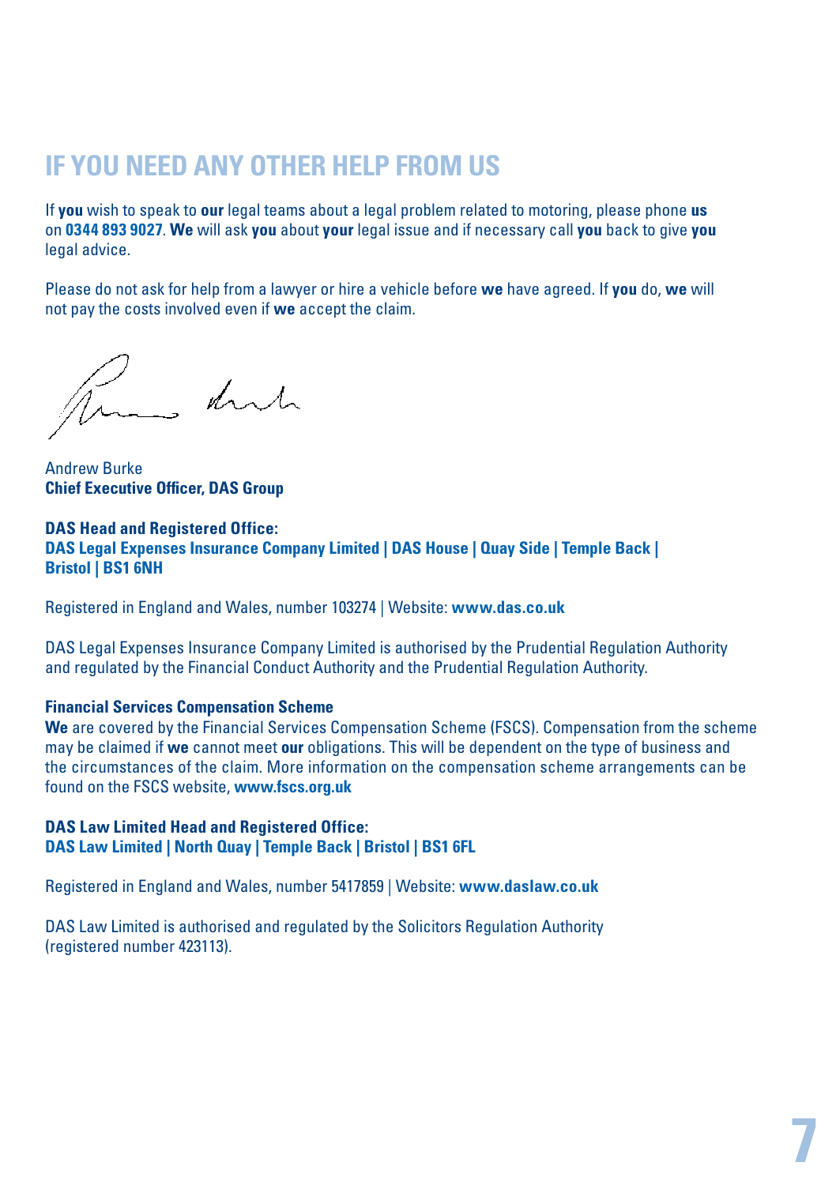## IF YOU NEED ANY OTHER HELP FROM US

If **you** wish to speak to **our** legal teams about a legal problem related to motoring, please phone **us** on **0344 893 9027**. **We** will ask **you** about **your** legal issue and if necessary call **you** back to give **you** legal advice.

Please do not ask for help from a lawyer or hire a vehicle before **we** have agreed. If **you** do, **we** will not pay the costs involved even if **we** accept the claim.

Andrew Burke
**Chief Executive Officer, DAS Group**

**DAS Head and Registered Office:**
**DAS Legal Expenses Insurance Company Limited | DAS House | Quay Side | Temple Back | Bristol | BS1 6NH**

Registered in England and Wales, number 103274 | Website: **www.das.co.uk**

DAS Legal Expenses Insurance Company Limited is authorised by the Prudential Regulation Authority and regulated by the Financial Conduct Authority and the Prudential Regulation Authority.

**Financial Services Compensation Scheme**
**We** are covered by the Financial Services Compensation Scheme (FSCS). Compensation from the scheme may be claimed if **we** cannot meet **our** obligations. This will be dependent on the type of business and the circumstances of the claim. More information on the compensation scheme arrangements can be found on the FSCS website, **www.fscs.org.uk**

**DAS Law Limited Head and Registered Office:**
**DAS Law Limited | North Quay | Temple Back | Bristol | BS1 6FL**

Registered in England and Wales, number 5417859 | Website: **www.daslaw.co.uk**

DAS Law Limited is authorised and regulated by the Solicitors Regulation Authority (registered number 423113).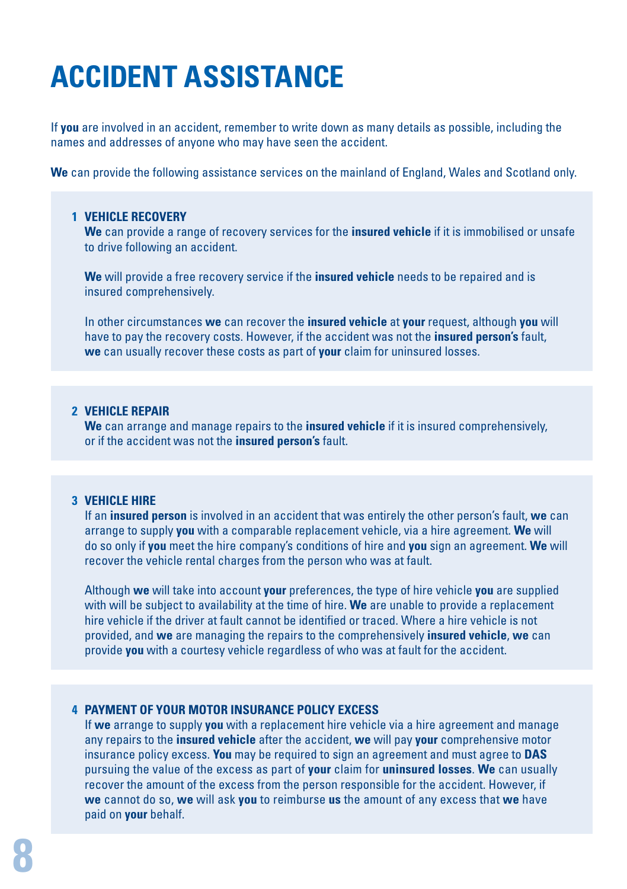# ACCIDENT ASSISTANCE

If **you** are involved in an accident, remember to write down as many details as possible, including the names and addresses of anyone who may have seen the accident.

**We** can provide the following assistance services on the mainland of England, Wales and Scotland only.

### 1 VEHICLE RECOVERY

**We** can provide a range of recovery services for the **insured vehicle** if it is immobilised or unsafe to drive following an accident.

**We** will provide a free recovery service if the **insured vehicle** needs to be repaired and is insured comprehensively.

In other circumstances **we** can recover the **insured vehicle** at **your** request, although **you** will have to pay the recovery costs. However, if the accident was not the **insured person's** fault, **we** can usually recover these costs as part of **your** claim for uninsured losses.

### 2 VEHICLE REPAIR

**We** can arrange and manage repairs to the **insured vehicle** if it is insured comprehensively, or if the accident was not the **insured person's** fault.

### 3 VEHICLE HIRE

If an **insured person** is involved in an accident that was entirely the other person's fault, **we** can arrange to supply **you** with a comparable replacement vehicle, via a hire agreement. **We** will do so only if **you** meet the hire company's conditions of hire and **you** sign an agreement. **We** will recover the vehicle rental charges from the person who was at fault.

Although **we** will take into account **your** preferences, the type of hire vehicle **you** are supplied with will be subject to availability at the time of hire. **We** are unable to provide a replacement hire vehicle if the driver at fault cannot be identified or traced. Where a hire vehicle is not provided, and **we** are managing the repairs to the comprehensively **insured vehicle**, **we** can provide **you** with a courtesy vehicle regardless of who was at fault for the accident.

### 4 PAYMENT OF YOUR MOTOR INSURANCE POLICY EXCESS

If **we** arrange to supply **you** with a replacement hire vehicle via a hire agreement and manage any repairs to the **insured vehicle** after the accident, **we** will pay **your** comprehensive motor insurance policy excess. **You** may be required to sign an agreement and must agree to **DAS** pursuing the value of the excess as part of **your** claim for **uninsured losses**. **We** can usually recover the amount of the excess from the person responsible for the accident. However, if **we** cannot do so, **we** will ask **you** to reimburse **us** the amount of any excess that **we** have paid on **your** behalf.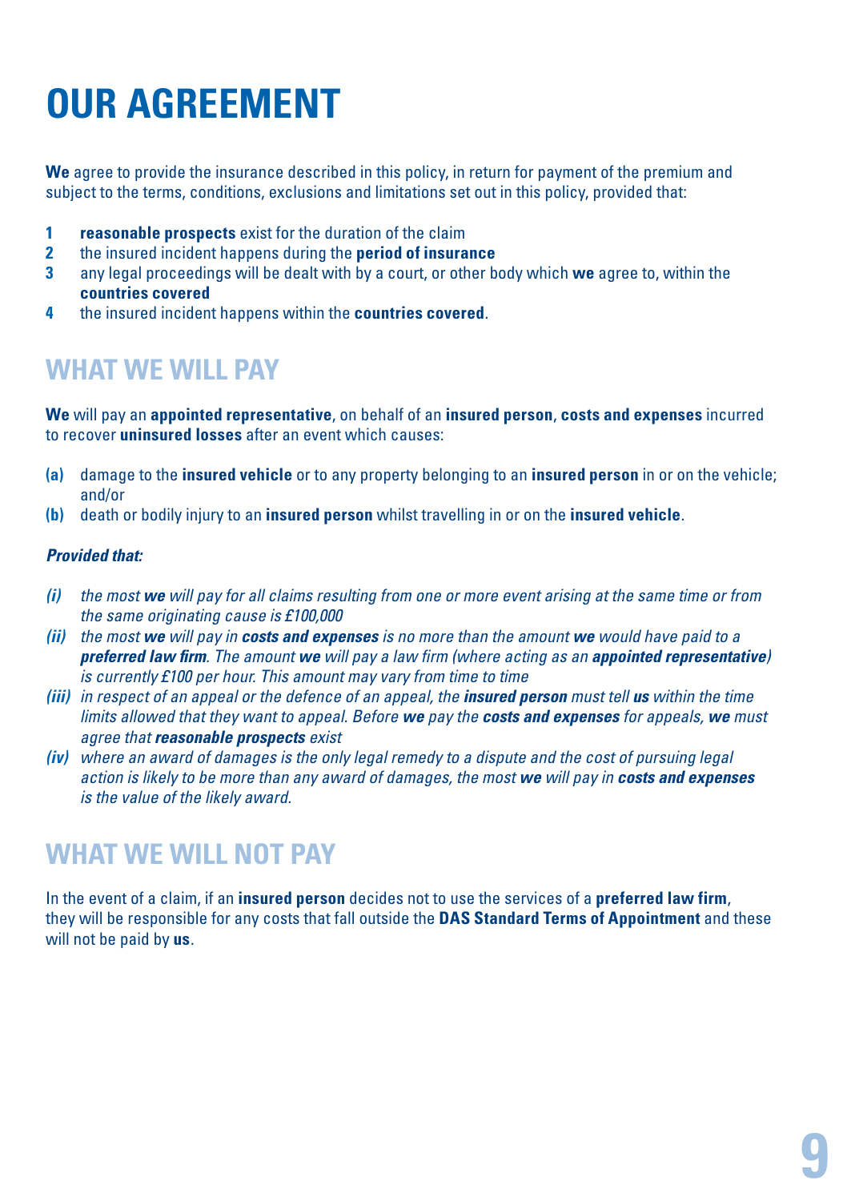# OUR AGREEMENT

**We** agree to provide the insurance described in this policy, in return for payment of the premium and subject to the terms, conditions, exclusions and limitations set out in this policy, provided that:

1. **reasonable prospects** exist for the duration of the claim
2. the insured incident happens during the **period of insurance**
3. any legal proceedings will be dealt with by a court, or other body which **we** agree to, within the **countries covered**
4. the insured incident happens within the **countries covered**.

## WHAT WE WILL PAY

**We** will pay an **appointed representative**, on behalf of an **insured person**, **costs and expenses** incurred to recover **uninsured losses** after an event which causes:

**(a)** damage to the **insured vehicle** or to any property belonging to an **insured person** in or on the vehicle; and/or

**(b)** death or bodily injury to an **insured person** whilst travelling in or on the **insured vehicle**.

***Provided that:***

*(i) the most **we** will pay for all claims resulting from one or more event arising at the same time or from the same originating cause is £100,000*

*(ii) the most **we** will pay in **costs and expenses** is no more than the amount **we** would have paid to a **preferred law firm**. The amount **we** will pay a law firm (where acting as an **appointed representative**) is currently £100 per hour. This amount may vary from time to time*

*(iii) in respect of an appeal or the defence of an appeal, the **insured person** must tell **us** within the time limits allowed that they want to appeal. Before **we** pay the **costs and expenses** for appeals, **we** must agree that **reasonable prospects** exist*

*(iv) where an award of damages is the only legal remedy to a dispute and the cost of pursuing legal action is likely to be more than any award of damages, the most **we** will pay in **costs and expenses** is the value of the likely award.*

## WHAT WE WILL NOT PAY

In the event of a claim, if an **insured person** decides not to use the services of a **preferred law firm**, they will be responsible for any costs that fall outside the **DAS Standard Terms of Appointment** and these will not be paid by **us**.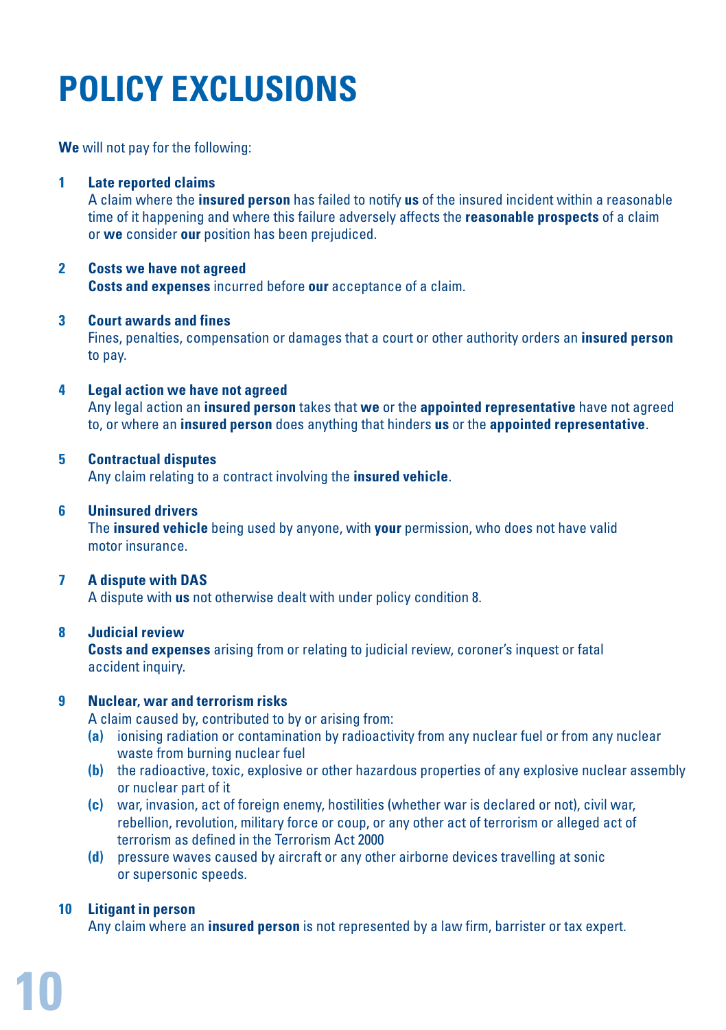# POLICY EXCLUSIONS

**We** will not pay for the following:

1. **Late reported claims**
   A claim where the **insured person** has failed to notify **us** of the insured incident within a reasonable time of it happening and where this failure adversely affects the **reasonable prospects** of a claim or **we** consider **our** position has been prejudiced.

2. **Costs we have not agreed**
   **Costs and expenses** incurred before **our** acceptance of a claim.

3. **Court awards and fines**
   Fines, penalties, compensation or damages that a court or other authority orders an **insured person** to pay.

4. **Legal action we have not agreed**
   Any legal action an **insured person** takes that **we** or the **appointed representative** have not agreed to, or where an **insured person** does anything that hinders **us** or the **appointed representative**.

5. **Contractual disputes**
   Any claim relating to a contract involving the **insured vehicle**.

6. **Uninsured drivers**
   The **insured vehicle** being used by anyone, with **your** permission, who does not have valid motor insurance.

7. **A dispute with DAS**
   A dispute with **us** not otherwise dealt with under policy condition 8.

8. **Judicial review**
   **Costs and expenses** arising from or relating to judicial review, coroner's inquest or fatal accident inquiry.

9. **Nuclear, war and terrorism risks**
   A claim caused by, contributed to by or arising from:
   - **(a)** ionising radiation or contamination by radioactivity from any nuclear fuel or from any nuclear waste from burning nuclear fuel
   - **(b)** the radioactive, toxic, explosive or other hazardous properties of any explosive nuclear assembly or nuclear part of it
   - **(c)** war, invasion, act of foreign enemy, hostilities (whether war is declared or not), civil war, rebellion, revolution, military force or coup, or any other act of terrorism or alleged act of terrorism as defined in the Terrorism Act 2000
   - **(d)** pressure waves caused by aircraft or any other airborne devices travelling at sonic or supersonic speeds.

10. **Litigant in person**
    Any claim where an **insured person** is not represented by a law firm, barrister or tax expert.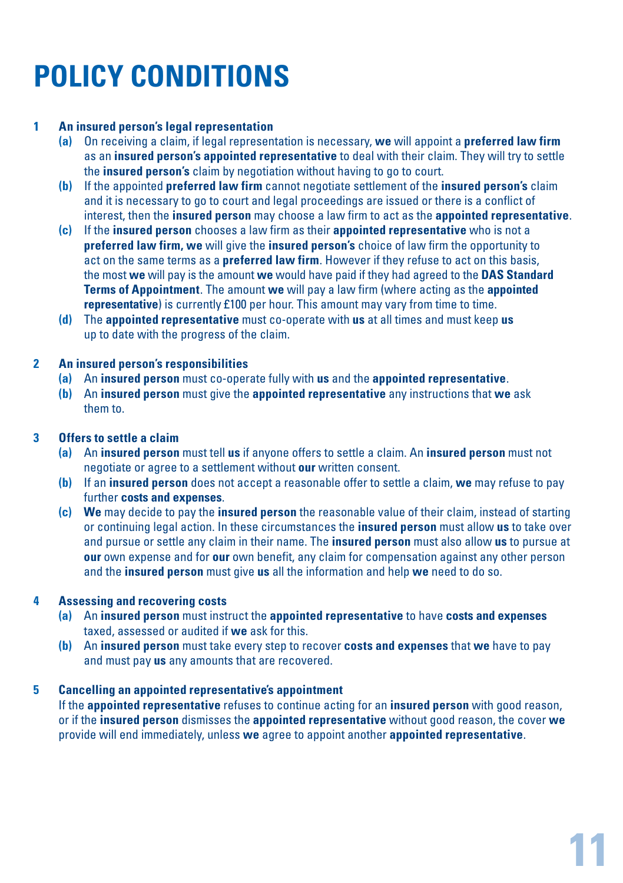# POLICY CONDITIONS

**1 An insured person's legal representation**

- **(a)** On receiving a claim, if legal representation is necessary, **we** will appoint a **preferred law firm** as an **insured person's appointed representative** to deal with their claim. They will try to settle the **insured person's** claim by negotiation without having to go to court.
- **(b)** If the appointed **preferred law firm** cannot negotiate settlement of the **insured person's** claim and it is necessary to go to court and legal proceedings are issued or there is a conflict of interest, then the **insured person** may choose a law firm to act as the **appointed representative**.
- **(c)** If the **insured person** chooses a law firm as their **appointed representative** who is not a **preferred law firm, we** will give the **insured person's** choice of law firm the opportunity to act on the same terms as a **preferred law firm**. However if they refuse to act on this basis, the most **we** will pay is the amount **we** would have paid if they had agreed to the **DAS Standard Terms of Appointment**. The amount **we** will pay a law firm (where acting as the **appointed representative**) is currently £100 per hour. This amount may vary from time to time.
- **(d)** The **appointed representative** must co-operate with **us** at all times and must keep **us** up to date with the progress of the claim.

**2 An insured person's responsibilities**

- **(a)** An **insured person** must co-operate fully with **us** and the **appointed representative**.
- **(b)** An **insured person** must give the **appointed representative** any instructions that **we** ask them to.

**3 Offers to settle a claim**

- **(a)** An **insured person** must tell **us** if anyone offers to settle a claim. An **insured person** must not negotiate or agree to a settlement without **our** written consent.
- **(b)** If an **insured person** does not accept a reasonable offer to settle a claim, **we** may refuse to pay further **costs and expenses**.
- **(c)** **We** may decide to pay the **insured person** the reasonable value of their claim, instead of starting or continuing legal action. In these circumstances the **insured person** must allow **us** to take over and pursue or settle any claim in their name. The **insured person** must also allow **us** to pursue at **our** own expense and for **our** own benefit, any claim for compensation against any other person and the **insured person** must give **us** all the information and help **we** need to do so.

**4 Assessing and recovering costs**

- **(a)** An **insured person** must instruct the **appointed representative** to have **costs and expenses** taxed, assessed or audited if **we** ask for this.
- **(b)** An **insured person** must take every step to recover **costs and expenses** that **we** have to pay and must pay **us** any amounts that are recovered.

**5 Cancelling an appointed representative's appointment**

If the **appointed representative** refuses to continue acting for an **insured person** with good reason, or if the **insured person** dismisses the **appointed representative** without good reason, the cover **we** provide will end immediately, unless **we** agree to appoint another **appointed representative**.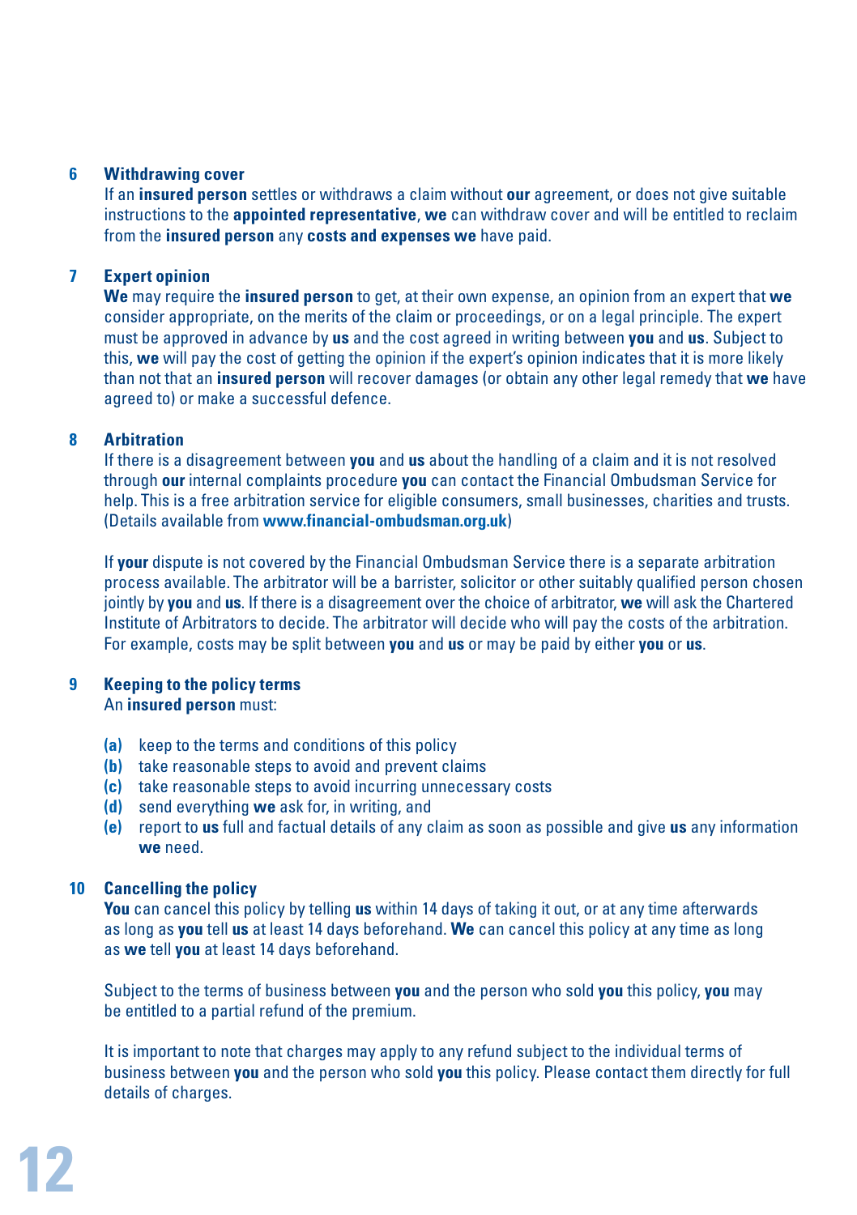### 6 Withdrawing cover

If an **insured person** settles or withdraws a claim without **our** agreement, or does not give suitable instructions to the **appointed representative**, **we** can withdraw cover and will be entitled to reclaim from the **insured person** any **costs and expenses we** have paid.

### 7 Expert opinion

**We** may require the **insured person** to get, at their own expense, an opinion from an expert that **we** consider appropriate, on the merits of the claim or proceedings, or on a legal principle. The expert must be approved in advance by **us** and the cost agreed in writing between **you** and **us**. Subject to this, **we** will pay the cost of getting the opinion if the expert's opinion indicates that it is more likely than not that an **insured person** will recover damages (or obtain any other legal remedy that **we** have agreed to) or make a successful defence.

### 8 Arbitration

If there is a disagreement between **you** and **us** about the handling of a claim and it is not resolved through **our** internal complaints procedure **you** can contact the Financial Ombudsman Service for help. This is a free arbitration service for eligible consumers, small businesses, charities and trusts. (Details available from **www.financial-ombudsman.org.uk**)

If **your** dispute is not covered by the Financial Ombudsman Service there is a separate arbitration process available. The arbitrator will be a barrister, solicitor or other suitably qualified person chosen jointly by **you** and **us**. If there is a disagreement over the choice of arbitrator, **we** will ask the Chartered Institute of Arbitrators to decide. The arbitrator will decide who will pay the costs of the arbitration. For example, costs may be split between **you** and **us** or may be paid by either **you** or **us**.

### 9 Keeping to the policy terms

An **insured person** must:

**(a)** keep to the terms and conditions of this policy
**(b)** take reasonable steps to avoid and prevent claims
**(c)** take reasonable steps to avoid incurring unnecessary costs
**(d)** send everything **we** ask for, in writing, and
**(e)** report to **us** full and factual details of any claim as soon as possible and give **us** any information **we** need.

### 10 Cancelling the policy

**You** can cancel this policy by telling **us** within 14 days of taking it out, or at any time afterwards as long as **you** tell **us** at least 14 days beforehand. **We** can cancel this policy at any time as long as **we** tell **you** at least 14 days beforehand.

Subject to the terms of business between **you** and the person who sold **you** this policy, **you** may be entitled to a partial refund of the premium.

It is important to note that charges may apply to any refund subject to the individual terms of business between **you** and the person who sold **you** this policy. Please contact them directly for full details of charges.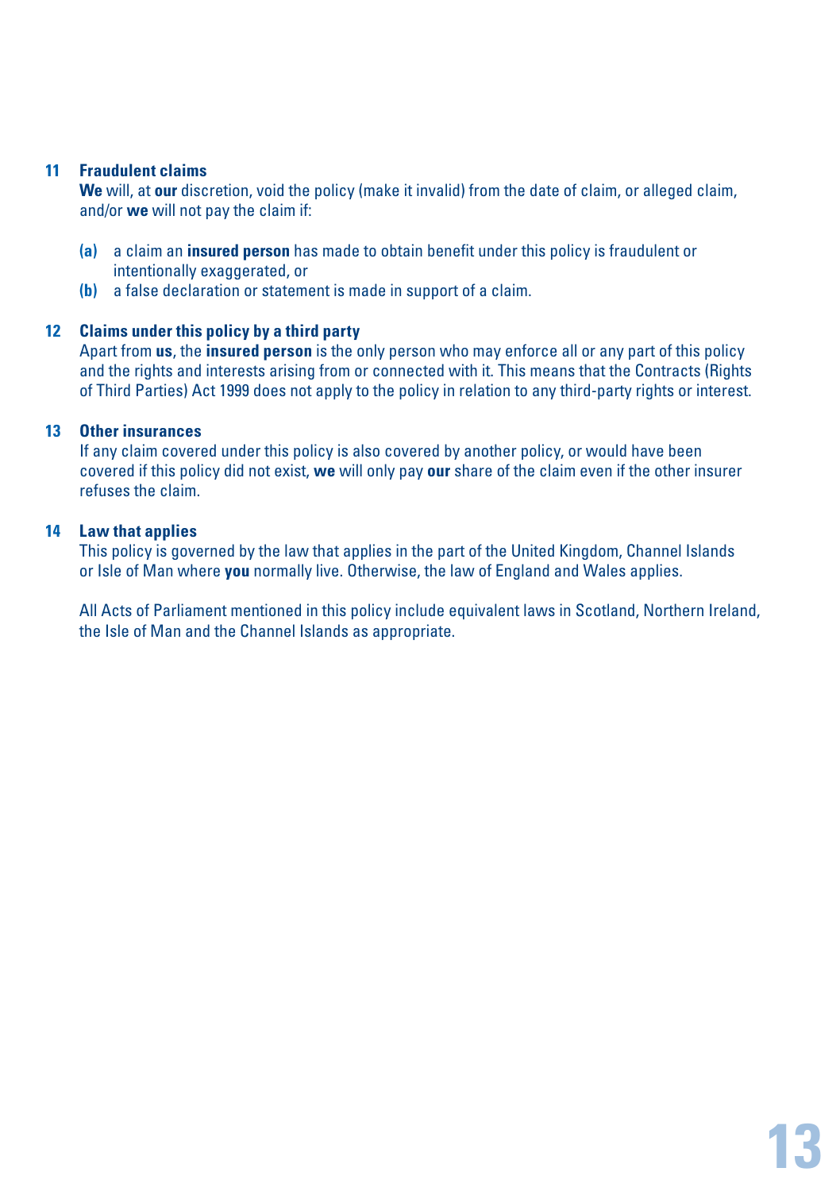### 11 Fraudulent claims

**We** will, at **our** discretion, void the policy (make it invalid) from the date of claim, or alleged claim, and/or **we** will not pay the claim if:

**(a)** a claim an **insured person** has made to obtain benefit under this policy is fraudulent or intentionally exaggerated, or

**(b)** a false declaration or statement is made in support of a claim.

### 12 Claims under this policy by a third party

Apart from **us**, the **insured person** is the only person who may enforce all or any part of this policy and the rights and interests arising from or connected with it. This means that the Contracts (Rights of Third Parties) Act 1999 does not apply to the policy in relation to any third-party rights or interest.

### 13 Other insurances

If any claim covered under this policy is also covered by another policy, or would have been covered if this policy did not exist, **we** will only pay **our** share of the claim even if the other insurer refuses the claim.

### 14 Law that applies

This policy is governed by the law that applies in the part of the United Kingdom, Channel Islands or Isle of Man where **you** normally live. Otherwise, the law of England and Wales applies.

All Acts of Parliament mentioned in this policy include equivalent laws in Scotland, Northern Ireland, the Isle of Man and the Channel Islands as appropriate.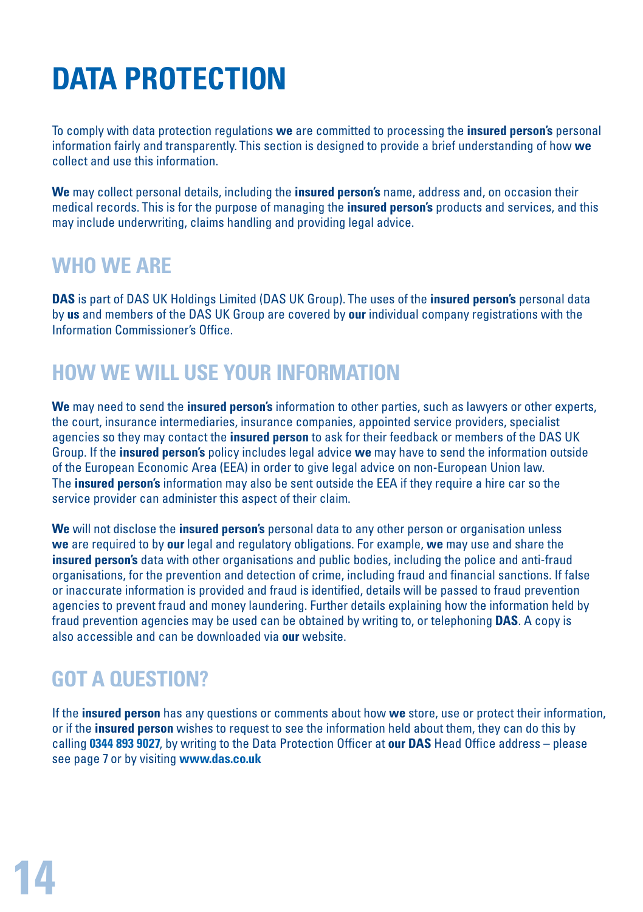# DATA PROTECTION

To comply with data protection regulations **we** are committed to processing the **insured person's** personal information fairly and transparently. This section is designed to provide a brief understanding of how **we** collect and use this information.

**We** may collect personal details, including the **insured person's** name, address and, on occasion their medical records. This is for the purpose of managing the **insured person's** products and services, and this may include underwriting, claims handling and providing legal advice.

## WHO WE ARE

**DAS** is part of DAS UK Holdings Limited (DAS UK Group). The uses of the **insured person's** personal data by **us** and members of the DAS UK Group are covered by **our** individual company registrations with the Information Commissioner's Office.

## HOW WE WILL USE YOUR INFORMATION

**We** may need to send the **insured person's** information to other parties, such as lawyers or other experts, the court, insurance intermediaries, insurance companies, appointed service providers, specialist agencies so they may contact the **insured person** to ask for their feedback or members of the DAS UK Group. If the **insured person's** policy includes legal advice **we** may have to send the information outside of the European Economic Area (EEA) in order to give legal advice on non-European Union law. The **insured person's** information may also be sent outside the EEA if they require a hire car so the service provider can administer this aspect of their claim.

**We** will not disclose the **insured person's** personal data to any other person or organisation unless **we** are required to by **our** legal and regulatory obligations. For example, **we** may use and share the **insured person's** data with other organisations and public bodies, including the police and anti-fraud organisations, for the prevention and detection of crime, including fraud and financial sanctions. If false or inaccurate information is provided and fraud is identified, details will be passed to fraud prevention agencies to prevent fraud and money laundering. Further details explaining how the information held by fraud prevention agencies may be used can be obtained by writing to, or telephoning **DAS**. A copy is also accessible and can be downloaded via **our** website.

## GOT A QUESTION?

If the **insured person** has any questions or comments about how **we** store, use or protect their information, or if the **insured person** wishes to request to see the information held about them, they can do this by calling **0344 893 9027**, by writing to the Data Protection Officer at **our DAS** Head Office address – please see page 7 or by visiting **www.das.co.uk**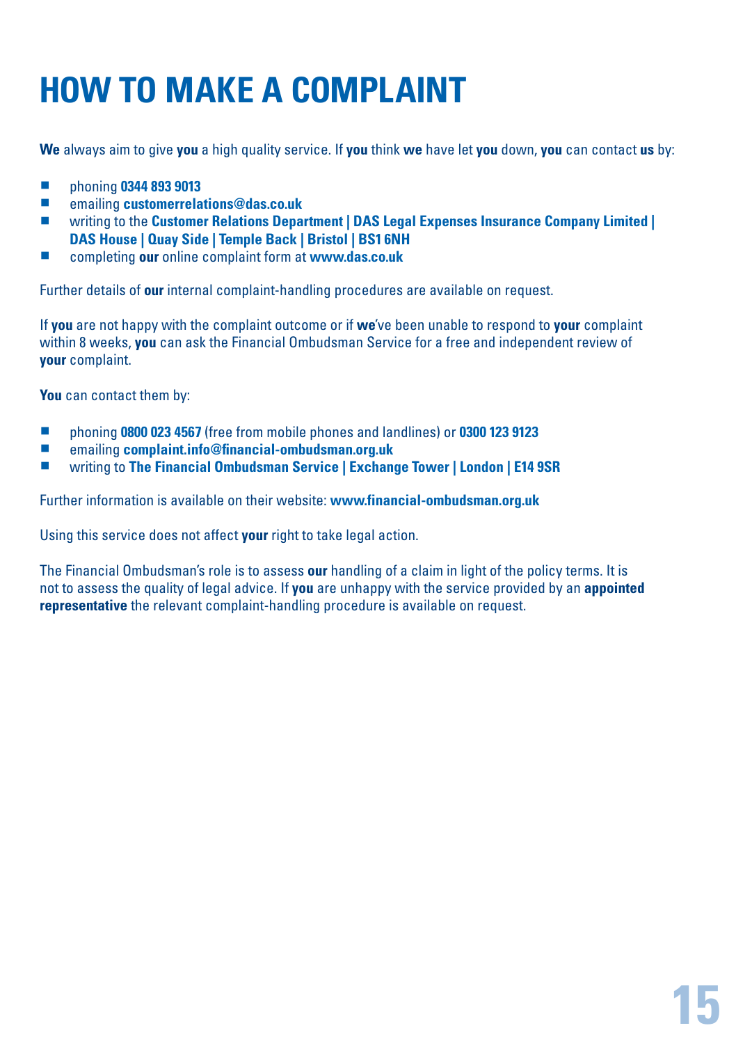# HOW TO MAKE A COMPLAINT

**We** always aim to give **you** a high quality service. If **you** think **we** have let **you** down, **you** can contact **us** by:

- phoning **0344 893 9013**
- emailing **customerrelations@das.co.uk**
- writing to the **Customer Relations Department | DAS Legal Expenses Insurance Company Limited | DAS House | Quay Side | Temple Back | Bristol | BS1 6NH**
- completing **our** online complaint form at **www.das.co.uk**

Further details of **our** internal complaint-handling procedures are available on request.

If **you** are not happy with the complaint outcome or if **we**'ve been unable to respond to **your** complaint within 8 weeks, **you** can ask the Financial Ombudsman Service for a free and independent review of **your** complaint.

**You** can contact them by:

- phoning **0800 023 4567** (free from mobile phones and landlines) or **0300 123 9123**
- emailing **complaint.info@financial-ombudsman.org.uk**
- writing to **The Financial Ombudsman Service | Exchange Tower | London | E14 9SR**

Further information is available on their website: **www.financial-ombudsman.org.uk**

Using this service does not affect **your** right to take legal action.

The Financial Ombudsman's role is to assess **our** handling of a claim in light of the policy terms. It is not to assess the quality of legal advice. If **you** are unhappy with the service provided by an **appointed representative** the relevant complaint-handling procedure is available on request.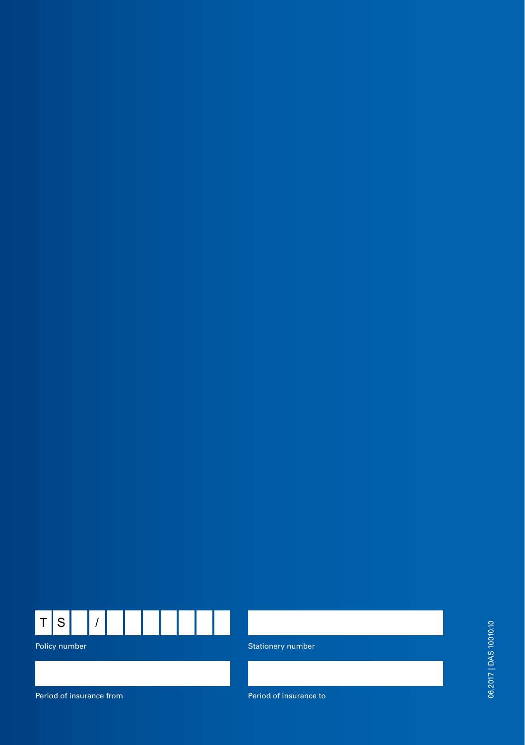T S _ / _ _ _ _ _ _ _

Policy number

Stationery number

Period of insurance from

Period of insurance to

06.2017 | DAS 10010.10